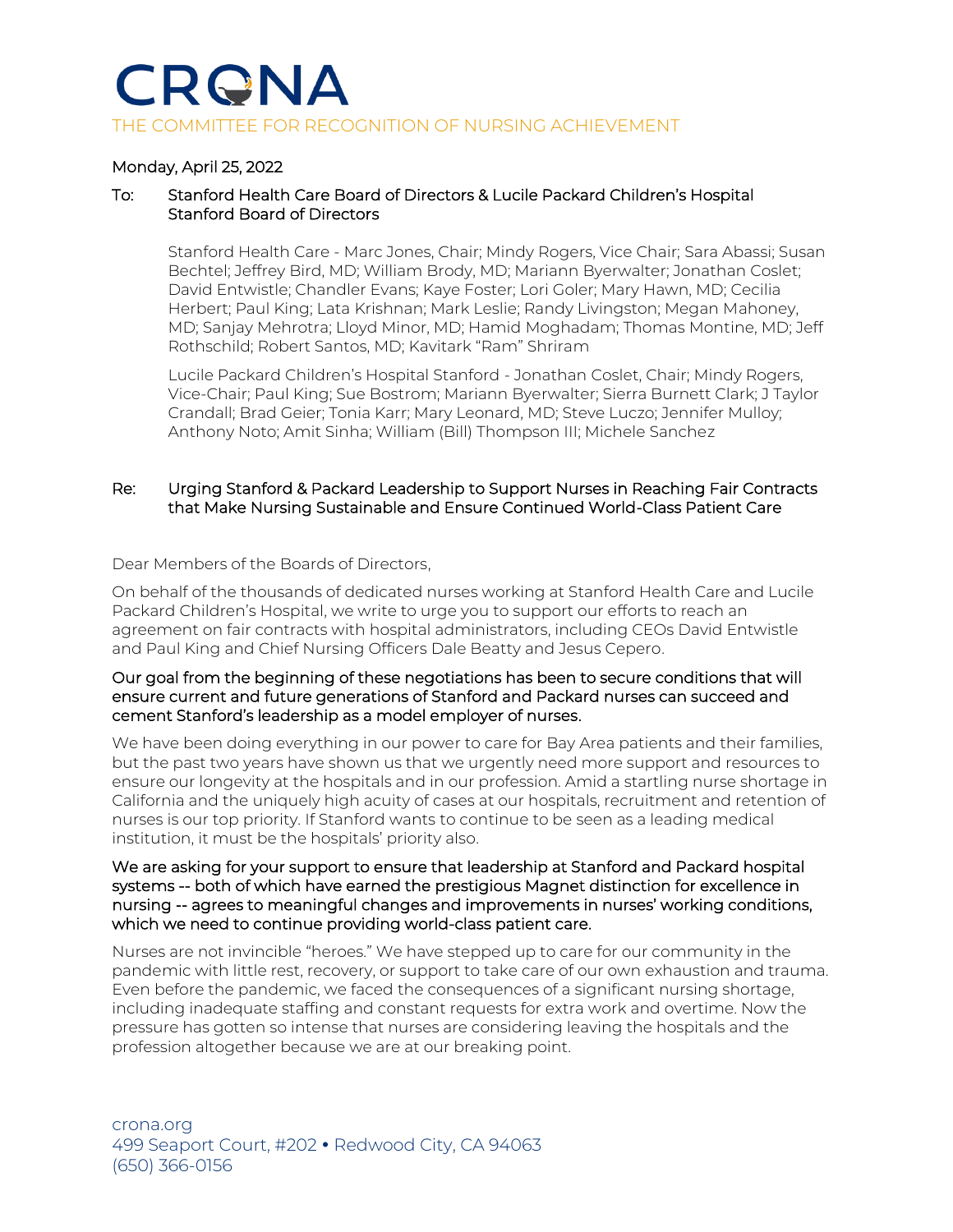# CRONA

THE COMMITTEE FOR RECOGNITION OF NURSING ACHIEVEMENT

Monday, April 25, 2022

To: Stanford Health Care Board of Directors & Lucile Packard Children's Hospital Stanford Board of Directors

Stanford Health Care - Marc Jones, Chair; Mindy Rogers, Vice Chair; Sara Abassi; Susan Bechtel; Jeffrey Bird, MD; William Brody, MD; Mariann Byerwalter; Jonathan Coslet; David Entwistle; Chandler Evans; Kaye Foster; Lori Goler; Mary Hawn, MD; Cecilia Herbert; Paul King; Lata Krishnan; Mark Leslie; Randy Livingston; Megan Mahoney, MD; Sanjay Mehrotra; Lloyd Minor, MD; Hamid Moghadam; Thomas Montine, MD; Jeff Rothschild; Robert Santos, MD; Kavitark "Ram" Shriram

Lucile Packard Children's Hospital Stanford - Jonathan Coslet, Chair; Mindy Rogers, Vice-Chair; Paul King; Sue Bostrom; Mariann Byerwalter; Sierra Burnett Clark; J Taylor Crandall; Brad Geier; Tonia Karr; Mary Leonard, MD; Steve Luczo; Jennifer Mulloy; Anthony Noto; Amit Sinha; William (Bill) Thompson III; Michele Sanchez

Re: Urging Stanford & Packard Leadership to Support Nurses in Reaching Fair Contracts that Make Nursing Sustainable and Ensure Continued World-Class Patient Care

Dear Members of the Boards of Directors,

On behalf of the thousands of dedicated nurses working at Stanford Health Care and Lucile Packard Children's Hospital, we write to urge you to support our efforts to reach an agreement on fair contracts with hospital administrators, including CEOs David Entwistle and Paul King and Chief Nursing Officers Dale Beatty and Jesus Cepero.

**Our goal from the beginning of these negotiations has been to secure conditions that will ensure current and future generations of Stanford and Packard nurses can succeed and cement Stanford's leadership as a model employer of nurses.**

We have been doing everything in our power to care for Bay Area patients and their families, but the past two years have shown us that we urgently need more support and resources to ensure our longevity at the hospitals and in our profession. Amid a startling nurse shortage in California and the uniquely high acuity of cases at our hospitals, recruitment and retention of nurses is our top priority. If Stanford wants to continue to be seen as a leading medical institution, it must be the hospitals' priority also.

**We are asking for your support to ensure that leadership at Stanford and Packard hospital systems -- both of which have earned the prestigious Magnet distinction for excellence in nursing -- agrees to meaningful changes and improvements in nurses' working conditions, which we need to continue providing world-class patient care.**

Nurses are not invincible "heroes." We have stepped up to care for our community in the pandemic with little rest, recovery, or support to take care of our own exhaustion and trauma. Even before the pandemic, we faced the consequences of a significant nursing shortage, including inadequate staffing and constant requests for extra work and overtime. Now the pressure has gotten so intense that nurses are considering leaving the hospitals and the profession altogether because we are at our breaking point.

crona.org
499 Seaport Court, #202 • Redwood City, CA 94063
(650) 366-0156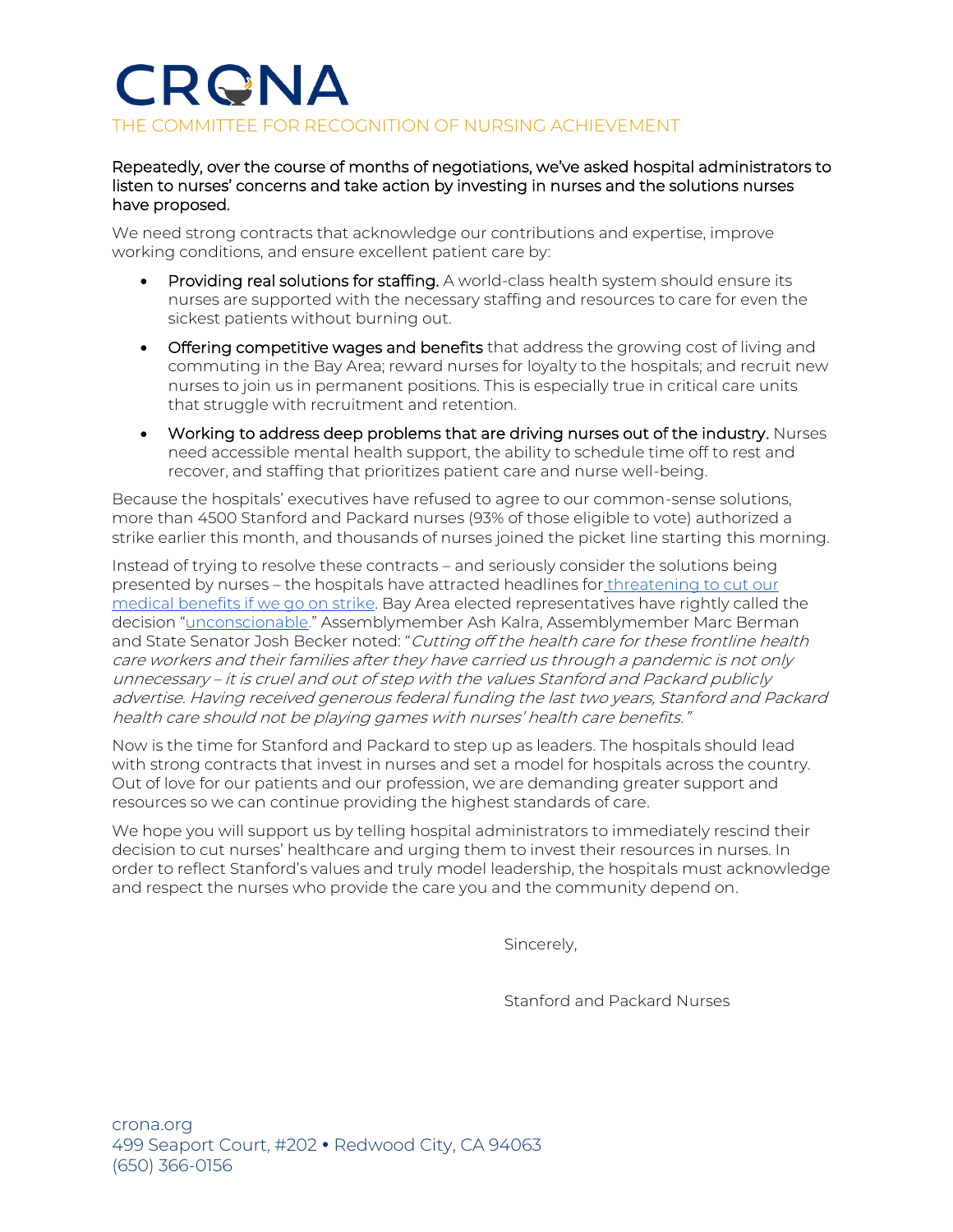# CRONA

THE COMMITTEE FOR RECOGNITION OF NURSING ACHIEVEMENT

Repeatedly, over the course of months of negotiations, we've asked hospital administrators to listen to nurses' concerns and take action by investing in nurses and the solutions nurses have proposed.

We need strong contracts that acknowledge our contributions and expertise, improve working conditions, and ensure excellent patient care by:

- Providing real solutions for staffing. A world-class health system should ensure its nurses are supported with the necessary staffing and resources to care for even the sickest patients without burning out.
- Offering competitive wages and benefits that address the growing cost of living and commuting in the Bay Area; reward nurses for loyalty to the hospitals; and recruit new nurses to join us in permanent positions. This is especially true in critical care units that struggle with recruitment and retention.
- Working to address deep problems that are driving nurses out of the industry. Nurses need accessible mental health support, the ability to schedule time off to rest and recover, and staffing that prioritizes patient care and nurse well-being.

Because the hospitals' executives have refused to agree to our common-sense solutions, more than 4500 Stanford and Packard nurses (93% of those eligible to vote) authorized a strike earlier this month, and thousands of nurses joined the picket line starting this morning.

Instead of trying to resolve these contracts – and seriously consider the solutions being presented by nurses – the hospitals have attracted headlines for threatening to cut our medical benefits if we go on strike. Bay Area elected representatives have rightly called the decision "unconscionable." Assemblymember Ash Kalra, Assemblymember Marc Berman and State Senator Josh Becker noted: "*Cutting off the health care for these frontline health care workers and their families after they have carried us through a pandemic is not only unnecessary – it is cruel and out of step with the values Stanford and Packard publicly advertise. Having received generous federal funding the last two years, Stanford and Packard health care should not be playing games with nurses' health care benefits.*"

Now is the time for Stanford and Packard to step up as leaders. The hospitals should lead with strong contracts that invest in nurses and set a model for hospitals across the country. Out of love for our patients and our profession, we are demanding greater support and resources so we can continue providing the highest standards of care.

We hope you will support us by telling hospital administrators to immediately rescind their decision to cut nurses' healthcare and urging them to invest their resources in nurses. In order to reflect Stanford's values and truly model leadership, the hospitals must acknowledge and respect the nurses who provide the care you and the community depend on.

Sincerely,

Stanford and Packard Nurses

crona.org
499 Seaport Court, #202 • Redwood City, CA 94063
(650) 366-0156